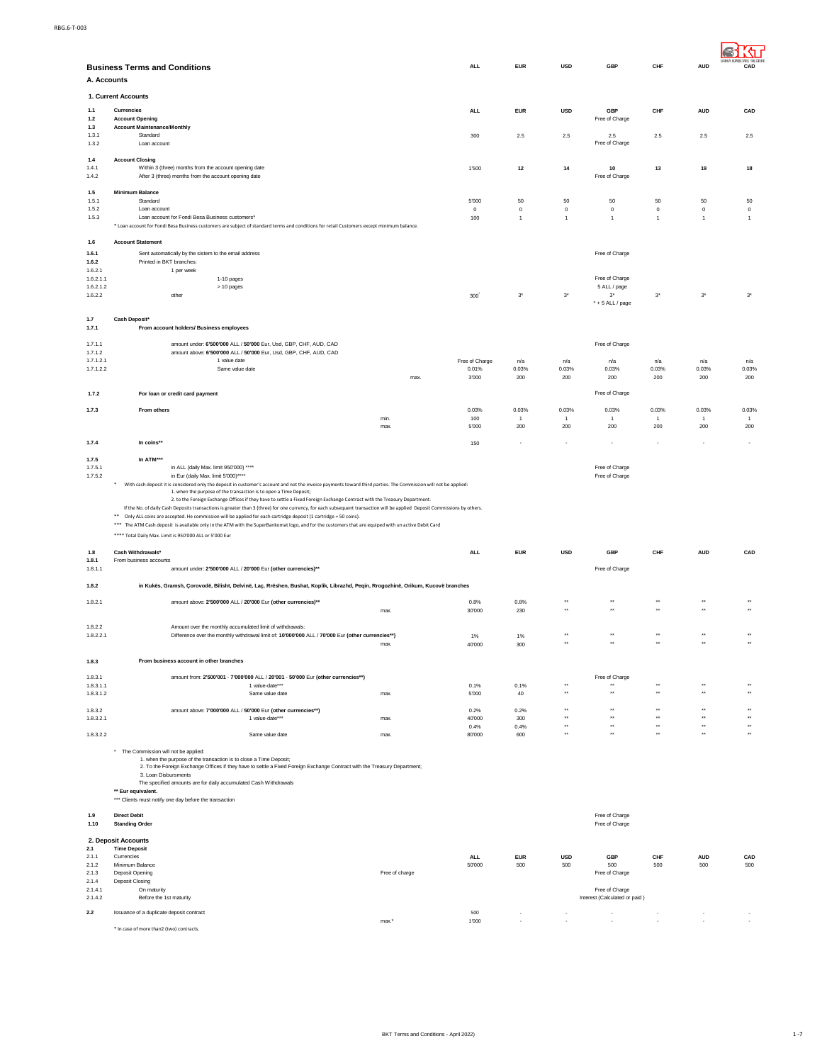## Business Terms and Conditions

### A. Accounts

#### 1. Current Accounts

| No. | Description | | ALL | EUR | USD | GBP | CHF | AUD | CAD |
|---|---|---|---|---|---|---|---|---|---|
| 1.1 | **Currencies** | | **ALL** | **EUR** | **USD** | **GBP** | **CHF** | **AUD** | **CAD** |
| 1.2 | **Account Opening** | | | | | Free of Charge | | | |
| 1.3 | **Account Maintenance/Monthly** | | | | | | | | |
| 1.3.1 | Standard | | 300 | 2.5 | 2.5 | 2.5 | 2.5 | 2.5 | 2.5 |
| 1.3.2 | Loan account | | | | | Free of Charge | | | |
| 1.4 | **Account Closing** | | | | | | | | |
| 1.4.1 | Within 3 (three) months from the account opening date | | 1'500 | 12 | 14 | 10 | 13 | 19 | 18 |
| 1.4.2 | After 3 (three) months from the account opening date | | | | | Free of Charge | | | |
| 1.5 | **Minimum Balance** | | | | | | | | |
| 1.5.1 | Standard | | 5'000 | 50 | 50 | 50 | 50 | 50 | 50 |
| 1.5.2 | Loan account | | 0 | 0 | 0 | 0 | 0 | 0 | 0 |
| 1.5.3 | Loan account for Fondi Besa Business customers* | | 100 | 1 | 1 | 1 | 1 | 1 | 1 |

\* Loan account for Fondi Besa Business customers are subject of standard terms and conditions for retail Customers except minimum balance.

| No. | Description | | ALL | EUR | USD | GBP | CHF | AUD | CAD |
|---|---|---|---|---|---|---|---|---|---|
| 1.6 | **Account Statement** | | | | | | | | |
| 1.6.1 | Sent automatically by the sistem to the email address | | | | | Free of Charge | | | |
| 1.6.2 | Printed in BKT branches: | | | | | | | | |
| 1.6.2.1 | 1 per week | | | | | | | | |
| 1.6.2.1.1 | 1-10 pages | | | | | Free of Charge | | | |
| 1.6.2.1.2 | > 10 pages | | | | | 5 ALL / page | | | |
| 1.6.2.2 | other | | 300* | 3* | 3* | 3* | 3* | 3* | 3* |
| | | | | | | * + 5 ALL / page | | | |
| 1.7 | **Cash Deposit*** | | | | | | | | |
| 1.7.1 | **From account holders/ Business employees** | | | | | | | | |
| 1.7.1.1 | amount under: **6'500'000** ALL / **50'000** Eur, Usd, GBP, CHF, AUD, CAD | | | | | Free of Charge | | | |
| 1.7.1.2 | amount above: **6'500'000** ALL / **50'000** Eur, Usd, GBP, CHF, AUD, CAD | | | | | | | | |
| 1.7.1.2.1 | 1 value date | | Free of Charge | n/a | n/a | n/a | n/a | n/a | n/a |
| 1.7.1.2.2 | Same value date | | 0.01% | 0.03% | 0.03% | 0.03% | 0.03% | 0.03% | 0.03% |
| | | max. | 3'000 | 200 | 200 | 200 | 200 | 200 | 200 |
| 1.7.2 | **For loan or credit card payment** | | | | | Free of Charge | | | |
| 1.7.3 | **From others** | | 0.03% | 0.03% | 0.03% | 0.03% | 0.03% | 0.03% | 0.03% |
| | | min. | 100 | 1 | 1 | 1 | 1 | 1 | 1 |
| | | max. | 5'000 | 200 | 200 | 200 | 200 | 200 | 200 |
| 1.7.4 | **In coins**** | | 150 | - | - | - | - | - | - |
| 1.7.5 | **In ATM***** | | | | | | | | |
| 1.7.5.1 | in ALL (daily Max. limit 950'000) **** | | | | | Free of Charge | | | |
| 1.7.5.2 | in Eur (daily Max. limit 5'000)**** | | | | | Free of Charge | | | |

\* With cash deposit it is considered only the deposit in customer's account and not the invoice payments toward third parties. The Commission will not be applied:
1. when the purpose of the transaction is to open a Time Deposit;
2. to the Foreign Exchange Offices if they have to settle a Fixed Foreign Exchange Contract with the Treasury Department.

If the No. of daily Cash Deposits transactions is greater than 3 (three) for one currency, for each subsequent transaction will be applied Deposit Commissions by others.

\*\* Only ALL coins are accepted. He commission will be applied for each cartridge deposit (1 cartridge = 50 coins).

\*\*\* The ATM Cash deposit is available only in the ATM with the SuperBankomat logo, and for the customers that are equiped with un active Debit Card

\*\*\*\* Total Daily Max. Limit is 950'000 ALL or 5'000 Eur

| No. | Description | | ALL | EUR | USD | GBP | CHF | AUD | CAD |
|---|---|---|---|---|---|---|---|---|---|
| 1.8 | **Cash Withdrawals*** | | **ALL** | **EUR** | **USD** | **GBP** | **CHF** | **AUD** | **CAD** |
| 1.8.1 | From business accounts | | | | | | | | |
| 1.8.1.1 | amount under: **2'500'000** ALL / **20'000** Eur **(other currencies\*\*)** | | | | | Free of Charge | | | |
| 1.8.2 | **in Kukës, Gramsh, Çorovodë, Bilisht, Delvinë, Laç, Rrëshen, Bushat, Koplik, Librazhd, Peqin, Rrogozhinë, Orikum, Kucovë branches** | | | | | | | | |
| 1.8.2.1 | amount above: **2'500'000** ALL / **20'000** Eur **(other currencies\*\*)** | | 0.8% | 0.8% | ** | ** | ** | ** | ** |
| | | max. | 30'000 | 230 | ** | ** | ** | ** | ** |
| 1.8.2.2 | Amount over the monthly accumulated limit of withdrawals: | | | | | | | | |
| 1.8.2.2.1 | Difference over the monthly withdrawal limit of: **10'000'000** ALL / **70'000** Eur **(other currencies\*\*)** | | 1% | 1% | ** | ** | ** | ** | ** |
| | | max. | 40'000 | 300 | ** | ** | ** | ** | ** |
| 1.8.3 | **From business account in other branches** | | | | | | | | |
| 1.8.3.1 | amount from: **2'500'001** - **7'000'000** ALL / **20'001** - **50'000** Eur **(other currencies\*\*)** | | | | | Free of Charge | | | |
| 1.8.3.1.1 | 1 value-date*** | | 0.1% | 0.1% | ** | ** | ** | ** | ** |
| 1.8.3.1.2 | Same value date | max. | 5'000 | 40 | ** | ** | ** | ** | ** |
| 1.8.3.2 | amount above: **7'000'000** ALL / **50'000** Eur **(other currencies\*\*)** | | 0.2% | 0.2% | ** | ** | ** | ** | ** |
| 1.8.3.2.1 | 1 value-date*** | max. | 40'000 | 300 | ** | ** | ** | ** | ** |
| | | | 0.4% | 0.4% | ** | ** | ** | ** | ** |
| 1.8.3.2.2 | Same value date | max. | 80'000 | 600 | ** | ** | ** | ** | ** |

\* The Commission will not be applied:
1. when the purpose of the transaction is to close a Time Deposit;
2. To the Foreign Exchange Offices if they have to settle a Fixed Foreign Exchange Contract with the Treasury Department;
3. Loan Disbursments

The specified amounts are for daily accumulated Cash Withdrawals

**\*\* Eur equivalent.**

\*\*\* Clients must notify one day before the transaction

| No. | Description | | ALL | EUR | USD | GBP | CHF | AUD | CAD |
|---|---|---|---|---|---|---|---|---|---|
| 1.9 | **Direct Debit** | | | | | Free of Charge | | | |
| 1.10 | **Standing Order** | | | | | Free of Charge | | | |

#### 2. Deposit Accounts

| No. | Description | | ALL | EUR | USD | GBP | CHF | AUD | CAD |
|---|---|---|---|---|---|---|---|---|---|
| 2.1 | **Time Deposit** | | | | | | | | |
| 2.1.1 | Currencies | | **ALL** | **EUR** | **USD** | **GBP** | **CHF** | **AUD** | **CAD** |
| 2.1.2 | Minimum Balance | | 50'000 | 500 | 500 | 500 | 500 | 500 | 500 |
| 2.1.3 | Deposit Opening | Free of charge | | | | Free of Charge | | | |
| 2.1.4 | Deposit Closing | | | | | | | | |
| 2.1.4.1 | On maturity | | | | | Free of Charge | | | |
| 2.1.4.2 | Before the 1st maturity | | | | | Interest (Calculated or paid ) | | | |
| 2.2 | Issuance of a duplicate deposit contract | | 500 | - | - | - | - | - | - |
| | | max.* | 1'000 | - | - | - | - | - | - |

\* In case of more than2 (two) contracts.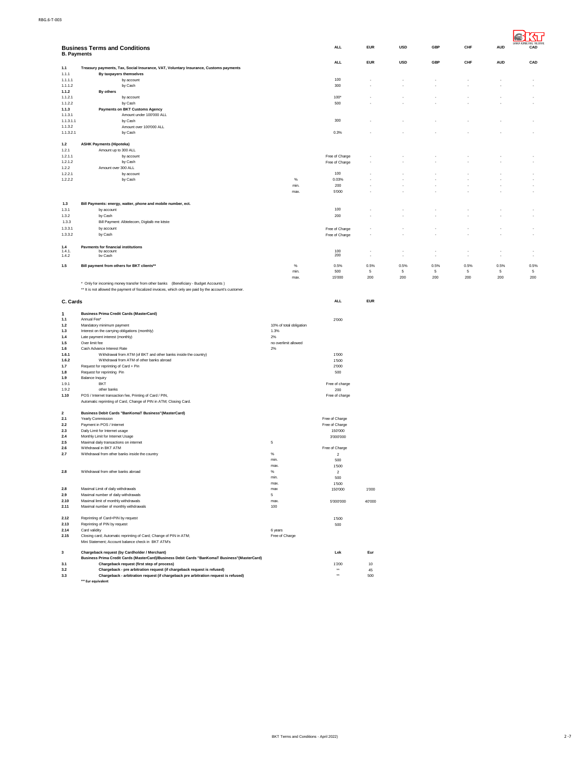# Business Terms and Conditions

## B. Payments

| | | | ALL | EUR | USD | GBP | CHF | AUD | CAD |
|---|---|---|---|---|---|---|---|---|---|
| **1.1** | **Treasury payments, Tax, Social Insurance, VAT, Voluntary Insurance, Customs payments** | | | | | | | | |
| 1.1.1 | **By taxpayers themselves** | | | | | | | | |
| 1.1.1.1 | by account | | 100 | - | - | - | - | - | - |
| 1.1.1.2 | by Cash | | 300 | - | - | - | - | - | - |
| **1.1.2** | **By others** | | | | | | | | |
| 1.1.2.1 | by account | | 100* | - | - | - | - | - | - |
| 1.1.2.2 | by Cash | | 500 | - | - | - | - | - | - |
| **1.1.3** | **Payments on BKT Customs Agency** | | | | | | | | |
| 1.1.3.1 | Amount under 100'000 ALL | | | | | | | | |
| 1.1.3.1.1 | by Cash | | 300 | - | - | - | - | - | - |
| 1.1.3.2 | Amount over 100'000 ALL | | | | | | | | |
| 1.1.3.2.1 | by Cash | | 0.3% | - | - | - | - | - | - |
| **1.2** | **ASHK Payments (Hipoteka)** | | | | | | | | |
| 1.2.1 | Amount up to 300 ALL | | | | | | | | |
| 1.2.1.1 | by account | | Free of Charge | - | - | - | - | - | - |
| 1.2.1.2 | by Cash | | Free of Charge | - | - | - | - | - | - |
| 1.2.2 | Amount over 300 ALL | | | | | | | | |
| 1.2.2.1 | by account | | 100 | - | - | - | - | - | - |
| 1.2.2.2 | by Cash | % | 0.03% | - | - | - | - | - | - |
| | | min. | 200 | - | - | - | - | - | - |
| | | max. | 5'000 | - | - | - | - | - | - |
| **1.3** | **Bill Payments: energy, watter, phone and mobile number, ect.** | | | | | | | | |
| 1.3.1 | by account | | 100 | - | - | - | - | - | - |
| 1.3.2 | by Cash | | 200 | - | - | - | - | - | - |
| 1.3.3 | Bill Payment: Albtelecom, Digitalb me këste | | | | | | | | |
| 1.3.3.1 | by account | | Free of Charge | - | - | - | - | - | - |
| 1.3.3.2 | by Cash | | Free of Charge | - | - | - | - | - | - |
| **1.4** | **Payments for financial institutions** | | | | | | | | |
| 1.4.1. | by account | | 100 | - | - | - | - | - | - |
| 1.4.2 | by Cash | | 200 | - | - | - | - | - | - |
| **1.5** | **Bill payment from others for BKT clients**\*\* | % | 0.5% | 0.5% | 0.5% | 0.5% | 0.5% | 0.5% | 0.5% |
| | | min. | 500 | 5 | 5 | 5 | 5 | 5 | 5 |
| | | max. | 15'000 | 200 | 200 | 200 | 200 | 200 | 200 |

\* Only for incoming money transfer from other banks (Beneficiary - Budget Accounts )

\*\* It is not allowed the payment of fiscalized invoices, which only are paid by the account's customer.

## C. Cards

| | | | ALL | EUR |
|---|---|---|---|---|
| **1** | **Business Prima Credit Cards (MasterCard)** | | | |
| **1.1** | Annual Fee* | | 2'000 | |
| **1.2** | Mandatory minimum payment | 10% of total obligation | | |
| **1.3** | Interest on the carrying obligations (monthly) | 1.3% | | |
| **1.4** | Late payment interest (monthly) | 2% | | |
| **1.5** | Over limit fee | no overlimit allowed | | |
| **1.6** | Cash Advance Interest Rate | 2% | | |
| **1.6.1** | Withdrawal from ATM (of BKT and other banks inside the country) | | 1'000 | |
| **1.6.2** | Withdrawal from ATM of other banks abroad | | 1'500 | |
| **1.7** | Request for reprinting of Card + Pin | | 2'000 | |
| **1.8** | Request for reprinting Pin | | 500 | |
| **1.9** | Balance Inquiry | | | |
| 1.9.1 | BKT | | Free of charge | |
| 1.9.2 | other banks | | 200 | |
| **1.10** | POS / Internet transaction fee, Printing of Card / PIN, Automatic reprinting of Card, Change of PIN in ATM; Closing Card. | | Free of charge | |
| **2** | **Business Debit Cards "BanKomaT Business"(MasterCard)** | | | |
| **2.1** | Yearly Commission | | Free of Charge | |
| **2.2** | Payment in POS / Internet | | Free of Charge | |
| **2.3** | Daily Limit for Internet usage | | 150'000 | |
| **2.4** | Monthly Limit for Internet Usage | | 3'000'000 | |
| **2.5** | Maximal daily transactions on internet | 5 | | |
| **2.6** | Withdrawal in BKT ATM | | Free of Charge | |
| **2.7** | Withdrawal from other banks inside the country | % | 2 | |
| | | min. | 500 | |
| | | max. | 1'500 | |
| **2.8** | Withdrawal from other banks abroad | % | 2 | |
| | | min. | 500 | |
| | | max. | 1'500 | |
| **2.8** | Maximal Limit of daily withdrawals | max | 150'000 | 1'000 |
| **2.9** | Maximal number of daily withdrawals | 5 | | |
| **2.10** | Maximal limit of monthly withdrawals | max. | 5'000'000 | 40'000 |
| **2.11** | Maximal number of monthly withdrawals | 100 | | |
| **2.12** | Reprinting of Card+PIN by request | | 1'500 | |
| **2.13** | Reprinting of PIN by request | | 500 | |
| **2.14** | Card validity | 6 years | | |
| **2.15** | Closing card; Automatic reprinting of Card; Change of PIN in ATM; Mini Statement; Account balance check in BKT ATM's | Free of Charge | | |

| | | Lek | Eur |
|---|---|---|---|
| **3** | **Chargeback request (by Cardholder / Merchant)** **Business Prima Credit Cards (MasterCard)/Business Debit Cards "BanKomaT Business"(MasterCard)** | | |
| **3.1** | **Chargeback request (first step of process)** | 1'200 | 10 |
| **3.2** | **Chargeback - pre arbitration request (if chargeback request is refused)** | \*\* | 45 |
| **3.3** | **Chargeback - arbitration request (if chargeback pre arbitration request is refused)** | \*\* | 500 |

**\*\* Eur equivalent**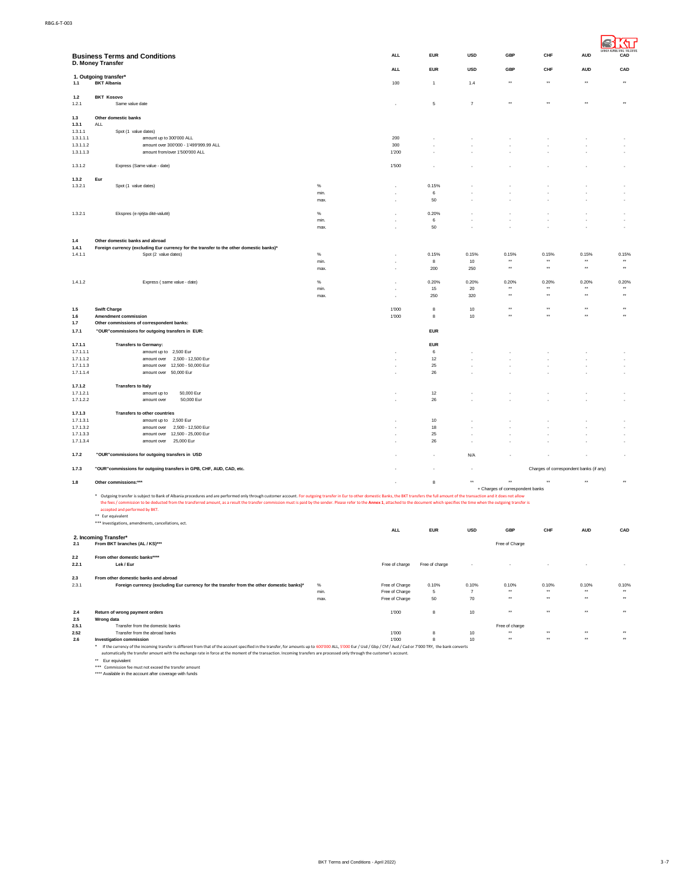## Business Terms and Conditions

### D. Money Transfer

| | | | ALL | EUR | USD | GBP | CHF | AUD | CAD |
|---|---|---|---|---|---|---|---|---|---|
| | | | ALL | EUR | USD | GBP | CHF | AUD | CAD |
| | **1. Outgoing transfer*** | | | | | | | | |
| **1.1** | **BKT Albania** | | 100 | 1 | 1.4 | ** | ** | ** | ** |
| **1.2** | **BKT Kosovo** | | | | | | | | |
| 1.2.1 | Same value date | | - | 5 | 7 | ** | ** | ** | ** |
| **1.3** | **Other domestic banks** | | | | | | | | |
| **1.3.1** | ALL | | | | | | | | |
| 1.3.1.1 | Spot (1 value dates) | | | | | | | | |
| 1.3.1.1.1 | amount up to 300'000 ALL | | 200 | - | - | - | - | - | - |
| 1.3.1.1.2 | amount over 300'000 - 1'499'999.99 ALL | | 300 | - | - | - | - | - | - |
| 1.3.1.1.3 | amount from/over 1'500'000 ALL | | 1'200 | - | - | - | - | - | - |
| 1.3.1.2 | Express (Same value - date) | | 1'500 | - | - | - | - | - | - |
| **1.3.2** | **Eur** | | | | | | | | |
| 1.3.2.1 | Spot (1 value dates) | % | - | 0.15% | - | - | - | - | - |
| | | min. | - | 6 | - | - | - | - | - |
| | | max. | - | 50 | - | - | - | - | - |
| 1.3.2.1 | Ekspres (e njëjta ditë-valutë) | % | - | 0.20% | - | - | - | - | - |
| | | min. | - | 6 | - | - | - | - | - |
| | | max. | - | 50 | - | - | - | - | - |
| **1.4** | **Other domestic banks and abroad** | | | | | | | | |
| **1.4.1** | **Foreign currency (excluding Eur currency for the transfer to the other domestic banks)*** | | | | | | | | |
| 1.4.1.1 | Spot (2 value dates) | % | - | 0.15% | 0.15% | 0.15% | 0.15% | 0.15% | 0.15% |
| | | min. | - | 8 | 10 | ** | ** | ** | ** |
| | | max. | - | 200 | 250 | ** | ** | ** | ** |
| 1.4.1.2 | Express ( same value - date) | % | - | 0.20% | 0.20% | 0.20% | 0.20% | 0.20% | 0.20% |
| | | min. | - | 15 | 20 | ** | ** | ** | ** |
| | | max. | - | 250 | 320 | ** | ** | ** | ** |
| **1.5** | **Swift Charge** | | 1'000 | 8 | 10 | ** | ** | ** | ** |
| **1.6** | **Amendment commission** | | 1'000 | 8 | 10 | ** | ** | ** | ** |
| **1.7** | **Other commissions of correspondent banks:** | | | | | | | | |
| **1.7.1** | **"OUR"commissions for outgoing transfers in EUR:** | | | **EUR** | | | | | |
| **1.7.1.1** | **Transfers to Germany:** | | | **EUR** | | | | | |
| 1.7.1.1.1 | amount up to 2,500 Eur | | - | 6 | - | - | - | - | - |
| 1.7.1.1.2 | amount over 2,500 - 12,500 Eur | | - | 12 | - | - | - | - | - |
| 1.7.1.1.3 | amount over 12,500 - 50,000 Eur | | - | 25 | - | - | - | - | - |
| 1.7.1.1.4 | amount over 50,000 Eur | | - | 26 | - | - | - | - | - |
| **1.7.1.2** | **Transfers to Italy** | | | | | | | | |
| 1.7.1.2.1 | amount up to 50,000 Eur | | - | 12 | - | - | - | - | - |
| 1.7.1.2.2 | amount over 50,000 Eur | | - | 26 | - | - | - | - | - |
| **1.7.1.3** | **Transfers to other countries** | | | | | | | | |
| 1.7.1.3.1 | amount up to 2,500 Eur | | - | 10 | - | - | - | - | - |
| 1.7.1.3.2 | amount over 2,500 - 12,500 Eur | | - | 18 | - | - | - | - | - |
| 1.7.1.3.3 | amount over 12,500 - 25,000 Eur | | - | 25 | - | - | - | - | - |
| 1.7.1.3.4 | amount over 25,000 Eur | | - | 26 | - | - | - | - | - |
| **1.7.2** | **"OUR"commissions for outgoing transfers in USD** | | - | - | N/A | - | - | - | - |
| **1.7.3** | **"OUR"commissions for outgoing transfers in GPB, CHF, AUD, CAD, etc.** | | - | - | - | | Charges of correspondent banks (if any) | | |
| **1.8** | **Other commissions:***** | | - | 8 | ** | ** + Charges of correspondent banks | ** | ** | ** |

\* Outgoing transfer is subject to Bank of Albania procedures and are performed only through customer account. For outgoing transfer in Eur to other domestic Banks, the BKT transfers the full amount of the transaction and it does not allow the fees / commission to be deducted from the transferred amount, as a result the transfer commission must is paid by the sender. Please refer to the **Annex 1**, attached to the document which specifies the time when the outgoing transfer is accepted and performed by BKT.

** Eur equivalent

*** Investigations, amendments, cancellations, ect.

| | | | ALL | EUR | USD | GBP | CHF | AUD | CAD |
|---|---|---|---|---|---|---|---|---|---|
| | **2. Incoming Transfer*** | | | | | | | | |
| **2.1** | **From BKT branches (AL / KS)***** | | | | | Free of Charge | | | |
| **2.2** | **From other domestic banks****** | | | | | | | | |
| **2.2.1** | **Lek / Eur** | | Free of charge | Free of charge | - | - | - | - | - |
| **2.3** | **From other domestic banks and abroad** | | | | | | | | |
| 2.3.1 | **Foreign currency (excluding Eur currency for the transfer from the other domestic banks)*** | % | Free of Charge | 0.10% | 0.10% | 0.10% | 0.10% | 0.10% | 0.10% |
| | | min. | Free of Charge | 5 | 7 | ** | ** | ** | ** |
| | | max. | Free of Charge | 50 | 70 | ** | ** | ** | ** |
| **2.4** | **Return of wrong payment orders** | | 1'000 | 8 | 10 | ** | ** | ** | ** |
| **2.5** | **Wrong data** | | | | | | | | |
| **2.5.1** | Transfer from the domestic banks | | | | | Free of charge | | | |
| **2.52** | Transfer from the abroad banks | | 1'000 | 8 | 10 | ** | ** | ** | ** |
| **2.6** | **Investigation commission** | | 1'000 | 8 | 10 | ** | ** | ** | ** |

\* If the currency of the incoming transfer is different from that of the account specified in the transfer, for amounts up to 600'000 ALL, 5'000 Eur / Usd / Gbp / Chf / Aud / Cad or 7'000 TRY, the bank converts automatically the transfer amount with the exchange rate in force at the moment of the transaction. Incoming transfers are processed only through the customer's account.

** Eur equivalent

*** Commission fee must not exceed the transfer amount

**** Available in the account after coverage with funds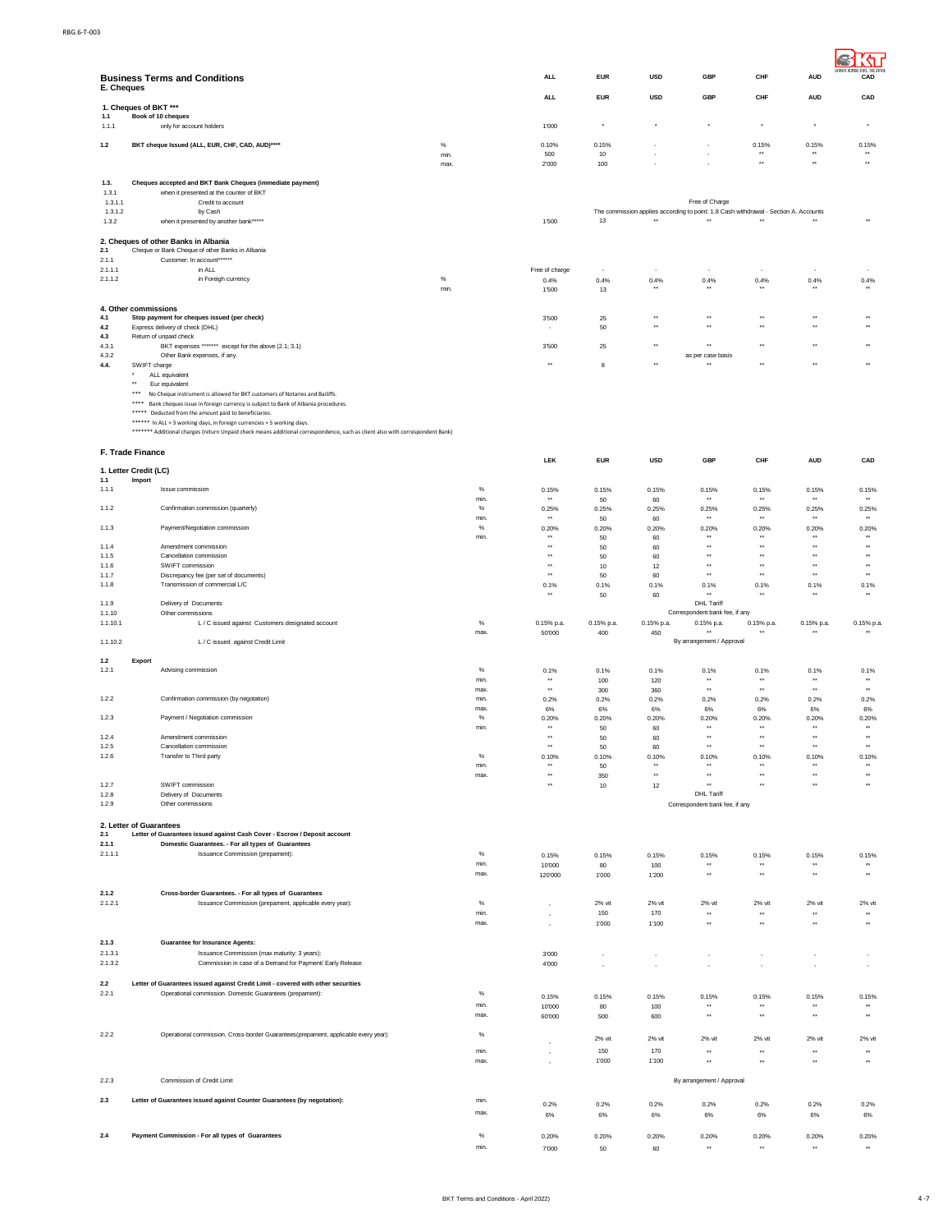RBG.6-T-003

## Business Terms and Conditions

### E. Cheques

| | | | ALL | EUR | USD | GBP | CHF | AUD | CAD |
|---|---|---|---|---|---|---|---|---|---|
| | **1. Cheques of BKT \*\*\*** | | | | | | | | |
| **1.1** | **Book of 10 cheques** | | | | | | | | |
| 1.1.1 | only for account holders | | 1'000 | * | * | * | * | * | * |
| **1.2** | **BKT cheque Issued (ALL, EUR, CHF, CAD, AUD)\*\*\*\*** | % | 0.10% | 0.15% | - | - | 0.15% | 0.15% | 0.15% |
| | | min. | 500 | 10 | - | - | ** | ** | ** |
| | | max. | 2'000 | 100 | - | - | ** | ** | ** |
| **1.3.** | **Cheques accepted and BKT Bank Cheques (immediate payment)** | | | | | | | | |
| 1.3.1 | when it presented at the counter of BKT | | | | | | | | |
| 1.3.1.1 | Credit to account | | | | | Free of Charge | | | |
| 1.3.1.2 | by Cash | | | The commission applies according to point: 1.8 Cash withdrawal - Section A. Accounts | | | | | |
| 1.3.2 | when it presented by another bank\*\*\*\*\* | | 1'500 | 13 | ** | ** | ** | ** | ** |
| | **2. Cheques of other Banks in Albania** | | | | | | | | |
| **2.1** | Cheque or Bank Cheque of other Banks in Albania | | | | | | | | |
| 2.1.1 | Customer: In account\*\*\*\*\*\* | | | | | | | | |
| 2.1.1.1 | in ALL | | Free of charge | - | - | - | - | - | - |
| 2.1.1.2 | in Foreign currency | % | 0.4% | 0.4% | 0.4% | 0.4% | 0.4% | 0.4% | 0.4% |
| | | min. | 1'500 | 13 | ** | ** | ** | ** | ** |
| | **4. Other commissions** | | | | | | | | |
| **4.1** | **Stop payment for cheques issued (per check)** | | 3'500 | 25 | ** | ** | ** | ** | ** |
| **4.2** | Express delivery of check (DHL) | | - | 50 | ** | ** | ** | ** | ** |
| **4.3** | Return of unpaid check | | | | | | | | |
| 4.3.1 | BKT expenses \*\*\*\*\*\*\* except for the above (2.1; 3.1) | | 3'500 | 25 | ** | ** | ** | ** | ** |
| 4.3.2 | Other Bank expenses, if any. | | | | | as per case basis | | | |
| **4.4.** | SWIFT charge | | ** | 8 | ** | ** | ** | ** | ** |

\* ALL equivalent
\*\* Eur equivalent
\*\*\* No Cheque instrument is allowed for BKT customers of Notaries and Bailiffs.
\*\*\*\* Bank cheques issue in foreign currency is subject to Bank of Albania procedures.
\*\*\*\*\* Deducted from the amount paid to beneficiaries.
\*\*\*\*\*\* In ALL + 3 working days, in foreign currencies + 5 working days.
\*\*\*\*\*\*\* Additional charges (return Unpaid check means additional correspondence, such as client also with correspondent Bank)

### F. Trade Finance

| | | | LEK | EUR | USD | GBP | CHF | AUD | CAD |
|---|---|---|---|---|---|---|---|---|---|
| | **1. Letter Credit (LC)** | | | | | | | | |
| **1.1** | **Import** | | | | | | | | |
| 1.1.1 | Issue commission | % | 0.15% | 0.15% | 0.15% | 0.15% | 0.15% | 0.15% | 0.15% |
| | | min. | ** | 50 | 60 | ** | ** | ** | ** |
| 1.1.2 | Confirmation commission (quarterly) | % | 0.25% | 0.25% | 0.25% | 0.25% | 0.25% | 0.25% | 0.25% |
| | | min. | ** | 50 | 60 | ** | ** | ** | ** |
| 1.1.3 | Payment/Negotiation commission | % | 0.20% | 0.20% | 0.20% | 0.20% | 0.20% | 0.20% | 0.20% |
| | | min. | ** | 50 | 60 | ** | ** | ** | ** |
| 1.1.4 | Amendment commission | | ** | 50 | 60 | ** | ** | ** | ** |
| 1.1.5 | Cancellation commission | | ** | 50 | 60 | ** | ** | ** | ** |
| 1.1.6 | SWIFT commission | | ** | 10 | 12 | ** | ** | ** | ** |
| 1.1.7 | Discrepancy fee (per set of documents) | | ** | 50 | 60 | ** | ** | ** | ** |
| 1.1.8 | Transmission of commercial L/C | | 0.1% | 0.1% | 0.1% | 0.1% | 0.1% | 0.1% | 0.1% |
| | | | ** | 50 | 60 | ** | ** | ** | ** |
| 1.1.9 | Delivery of Documents | | | | | DHL Tariff | | | |
| 1.1.10 | Other commissions | | | | | Correspondent bank fee, if any | | | |
| 1.1.10.1 | L / C issued against Customers designated account | % | 0.15% p.a. | 0.15% p.a. | 0.15% p.a. | 0.15% p.a. | 0.15% p.a. | 0.15% p.a. | 0.15% p.a. |
| | | max. | 50'000 | 400 | 450 | ** | ** | ** | ** |
| 1.1.10.2 | L / C issued against Credit Limit | | | | | By arrangement / Approval | | | |
| **1.2** | **Export** | | | | | | | | |
| 1.2.1 | Advising commission | % | 0.1% | 0.1% | 0.1% | 0.1% | 0.1% | 0.1% | 0.1% |
| | | min. | ** | 100 | 120 | ** | ** | ** | ** |
| | | max. | ** | 300 | 360 | ** | ** | ** | ** |
| 1.2.2 | Confirmation commission (by negotiation) | min. | 0.2% | 0.2% | 0.2% | 0.2% | 0.2% | 0.2% | 0.2% |
| | | max. | 6% | 6% | 6% | 6% | 6% | 6% | 6% |
| 1.2.3 | Payment / Negotiation commission | % | 0.20% | 0.20% | 0.20% | 0.20% | 0.20% | 0.20% | 0.20% |
| | | min. | ** | 50 | 60 | ** | ** | ** | ** |
| 1.2.4 | Amendment commission | | ** | 50 | 60 | ** | ** | ** | ** |
| 1.2.5 | Cancellation commission | | ** | 50 | 60 | ** | ** | ** | ** |
| 1.2.6 | Transfer to Third party | % | 0.10% | 0.10% | 0.10% | 0.10% | 0.10% | 0.10% | 0.10% |
| | | min. | ** | 50 | ** | ** | ** | ** | ** |
| | | max. | ** | 350 | ** | ** | ** | ** | ** |
| 1.2.7 | SWIFT commission | | ** | 10 | 12 | ** | ** | ** | ** |
| 1.2.8 | Delivery of Documents | | | | | DHL Tariff | | | |
| 1.2.9 | Other commissions | | | | | Correspondent bank fee, if any | | | |
| | **2. Letter of Guarantees** | | | | | | | | |
| **2.1** | **Letter of Guarantees issued against Cash Cover - Escrow / Deposit account** | | | | | | | | |
| **2.1.1** | **Domestic Guarantees. - For all types of Guarantees** | | | | | | | | |
| 2.1.1.1 | Issuance Commission (prepament): | % | 0.15% | 0.15% | 0.15% | 0.15% | 0.15% | 0.15% | 0.15% |
| | | min. | 10'000 | 80 | 100 | ** | ** | ** | ** |
| | | max. | 120'000 | 1'000 | 1'200 | ** | ** | ** | ** |
| **2.1.2** | **Cross-border Guarantees. - For all types of Guarantees** | | | | | | | | |
| 2.1.2.1 | Issuance Commission (prepament, applicable every year): | % | - | 2% vit | 2% vit | 2% vit | 2% vit | 2% vit | 2% vit |
| | | min. | - | 150 | 170 | ** | ** | ** | ** |
| | | max. | - | 1'000 | 1'100 | ** | ** | ** | ** |
| **2.1.3** | **Guarantee for Insurance Agents:** | | | | | | | | |
| 2.1.3.1 | Issuance Commission (max maturity: 3 years): | | 3'000 | - | - | - | - | - | - |
| 2.1.3.2 | Commission in case of a Demand for Payment/ Early Release | | 4'000 | - | - | - | - | - | - |
| **2.2** | **Letter of Guarantees issued against Credit Limit - covered with other securities** | | | | | | | | |
| 2.2.1 | Operational commission. Domestic Guarantees (prepament): | % | 0.15% | 0.15% | 0.15% | 0.15% | 0.15% | 0.15% | 0.15% |
| | | min. | 10'000 | 80 | 100 | ** | ** | ** | ** |
| | | max. | 60'000 | 500 | 600 | ** | ** | ** | ** |
| 2.2.2 | Operational commission. Cross-border Guarantees(prepament, applicable every year): | % | - | 2% vit | 2% vit | 2% vit | 2% vit | 2% vit | 2% vit |
| | | min. | - | 150 | 170 | ** | ** | ** | ** |
| | | max. | - | 1'000 | 1'100 | ** | ** | ** | ** |
| 2.2.3 | Commission of Credit Limit | | | | | By arrangement / Approval | | | |
| **2.3** | **Letter of Guarantees issued against Counter Guarantees (by negotiation):** | min. | 0.2% | 0.2% | 0.2% | 0.2% | 0.2% | 0.2% | 0.2% |
| | | max. | 6% | 6% | 6% | 6% | 6% | 6% | 6% |
| **2.4** | **Payment Commission - For all types of Guarantees** | % | 0.20% | 0.20% | 0.20% | 0.20% | 0.20% | 0.20% | 0.20% |
| | | min. | 7'000 | 50 | 60 | ** | ** | ** | ** |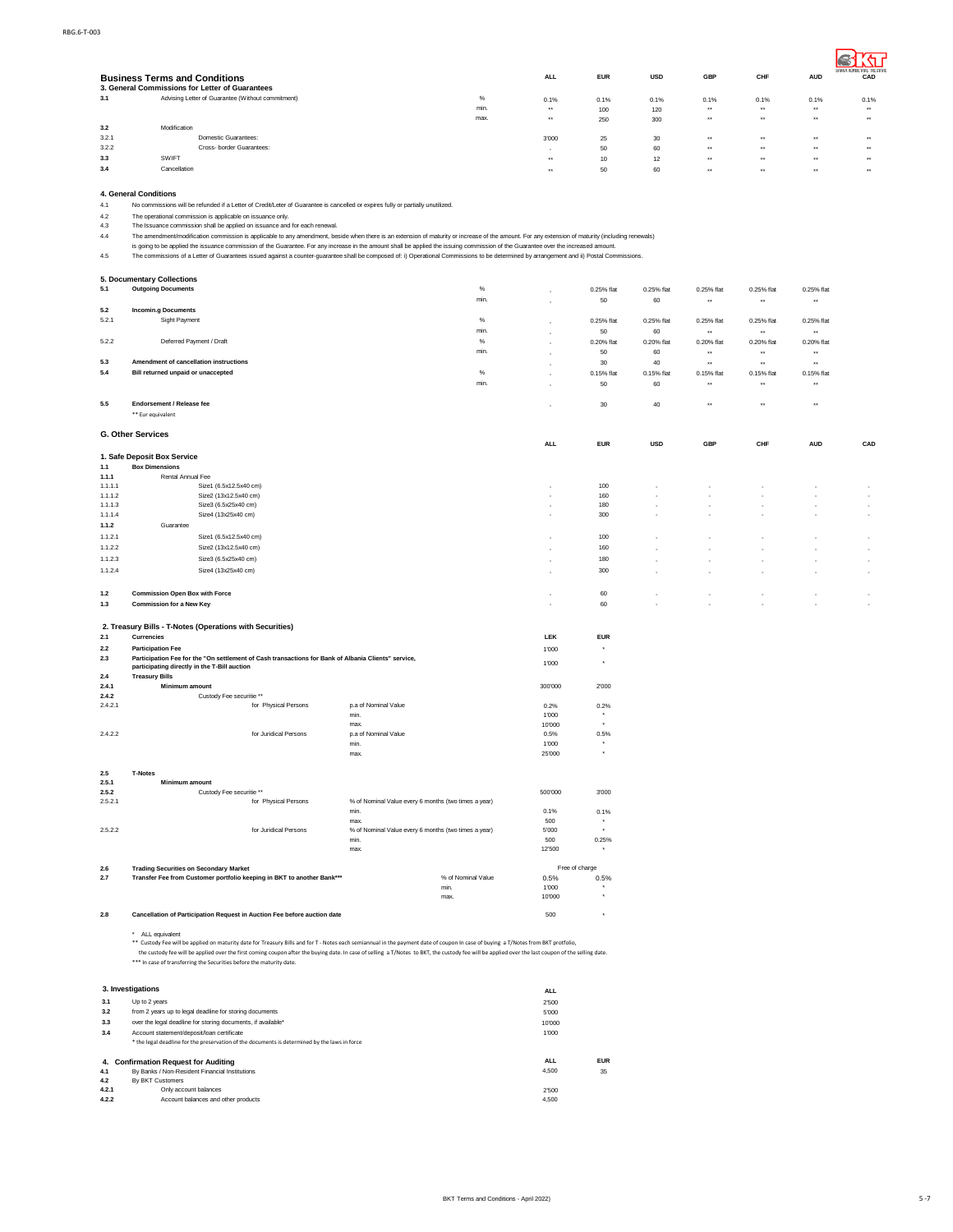## Business Terms and Conditions

### 3. General Commissions for Letter of Guarantees

| | | | ALL | EUR | USD | GBP | CHF | AUD | CAD |
|---|---|---|---|---|---|---|---|---|---|
| 3.1 | Advising Letter of Guarantee (Without commitment) | % | 0.1% | 0.1% | 0.1% | 0.1% | 0.1% | 0.1% | 0.1% |
| | | min. | ** | 100 | 120 | ** | ** | ** | ** |
| | | max. | ** | 250 | 300 | ** | ** | ** | ** |
| 3.2 | Modification | | | | | | | | |
| 3.2.1 | Domestic Guarantees: | | 3'000 | 25 | 30 | ** | ** | ** | ** |
| 3.2.2 | Cross- border Guarantees: | | - | 50 | 60 | ** | ** | ** | ** |
| 3.3 | SWIFT | | ** | 10 | 12 | ** | ** | ** | ** |
| 3.4 | Cancellation | | ** | 50 | 60 | ** | ** | ** | ** |

### 4. General Conditions

4.1 No commissions will be refunded if a Letter of Credit/Letter of Guarantee is cancelled or expires fully or partially unutilized.

4.2 The operational commission is applicable on issuance only.

4.3 The Issuance commission shall be applied on issuance and for each renewal.

4.4 The amendment/modification commission is applicable to any amendment, beside when there is an extension of maturity or increase of the amount. For any extension of maturity (including renewals) is going to be applied the issuance commission of the Guarantee. For any increase in the amount shall be applied the issuing commission of the Guarantee over the increased amount.

4.5 The commissions of a Letter of Guarantees issued against a counter-guarantee shall be composed of: i) Operational Commissions to be determined by arrangement and ii) Postal Commissions.

### 5. Documentary Collections

| | | | ALL | EUR | USD | GBP | CHF | AUD |
|---|---|---|---|---|---|---|---|---|
| 5.1 | **Outgoing Documents** | % | - | 0.25% flat | 0.25% flat | 0.25% flat | 0.25% flat | 0.25% flat |
| | | min. | - | 50 | 60 | ** | ** | ** |
| 5.2 | **Incomin.g Documents** | | | | | | | |
| 5.2.1 | Sight Payment | % | - | 0.25% flat | 0.25% flat | 0.25% flat | 0.25% flat | 0.25% flat |
| | | min. | - | 50 | 60 | ** | ** | ** |
| 5.2.2 | Deferred Payment / Draft | % | - | 0.20% flat | 0.20% flat | 0.20% flat | 0.20% flat | 0.20% flat |
| | | min. | - | 50 | 60 | ** | ** | ** |
| 5.3 | **Amendment of cancellation instructions** | | - | 30 | 40 | ** | ** | ** |
| 5.4 | **Bill returned unpaid or unaccepted** | % | - | 0.15% flat | 0.15% flat | 0.15% flat | 0.15% flat | 0.15% flat |
| | | min. | - | 50 | 60 | ** | ** | ** |
| 5.5 | **Endorsement / Release fee** | | - | 30 | 40 | ** | ** | ** |

** Eur equivalent

## G. Other Services

### 1. Safe Deposit Box Service

| | | ALL | EUR | USD | GBP | CHF | AUD | CAD |
|---|---|---|---|---|---|---|---|---|
| 1.1 | **Box Dimensions** | | | | | | | |
| 1.1.1 | Rental Annual Fee | | | | | | | |
| 1.1.1.1 | Size1 (6.5x12.5x40 cm) | - | 100 | - | - | - | - | - |
| 1.1.1.2 | Size2 (13x12.5x40 cm) | - | 160 | - | - | - | - | - |
| 1.1.1.3 | Size3 (6.5x25x40 cm) | - | 180 | - | - | - | - | - |
| 1.1.1.4 | Size4 (13x25x40 cm) | - | 300 | - | - | - | - | - |
| 1.1.2 | Guarantee | | | | | | | |
| 1.1.2.1 | Size1 (6.5x12.5x40 cm) | - | 100 | - | - | - | - | - |
| 1.1.2.2 | Size2 (13x12.5x40 cm) | - | 160 | - | - | - | - | - |
| 1.1.2.3 | Size3 (6.5x25x40 cm) | - | 180 | - | - | - | - | - |
| 1.1.2.4 | Size4 (13x25x40 cm) | - | 300 | - | - | - | - | - |
| 1.2 | **Commission Open Box with Force** | - | 60 | - | - | - | - | - |
| 1.3 | **Commission for a New Key** | - | 60 | - | - | - | - | - |

### 2. Treasury Bills - T-Notes (Operations with Securities)

| | | | | LEK | EUR |
|---|---|---|---|---|---|
| 2.1 | **Currencies** | | | | |
| 2.2 | **Participation Fee** | | | 1'000 | * |
| 2.3 | **Participation Fee for the "On settlement of Cash transactions for Bank of Albania Clients" service, participating directly in the T-Bill auction** | | | 1'000 | * |
| 2.4 | **Treasury Bills** | | | | |
| 2.4.1 | **Minimum amount** | | | 300'000 | 2'000 |
| 2.4.2 | Custody Fee securitie ** | | | | |
| 2.4.2.1 | for Physical Persons | p.a of Nominal Value | | 0.2% | 0.2% |
| | | min. | | 1'000 | * |
| | | max. | | 10'000 | * |
| 2.4.2.2 | for Juridical Persons | p.a of Nominal Value | | 0.5% | 0.5% |
| | | min. | | 1'000 | * |
| | | max. | | 25'000 | * |
| 2.5 | **T-Notes** | | | | |
| 2.5.1 | **Minimum amount** | | | 500'000 | 3'000 |
| 2.5.2 | Custody Fee securitie ** | | | | |
| 2.5.2.1 | for Physical Persons | % of Nominal Value every 6 months (two times a year) | | | |
| | | min. | | 0.1% | 0.1% |
| | | max. | | 500 | * |
| 2.5.2.2 | for Juridical Persons | % of Nominal Value every 6 months (two times a year) | | 5'000 | * |
| | | min. | | 500 | 0.25% |
| | | max. | | 12'500 | * |
| 2.6 | **Trading Securities on Secondary Market** | | | Free of charge | |
| 2.7 | **Transfer Fee from Customer portfolio keeping in BKT to another Bank*** ** | | % of Nominal Value | 0.5% | 0.5% |
| | | | min. | 1'000 | * |
| | | | max. | 10'000 | * |
| 2.8 | **Cancellation of Participation Request in Auction Fee before auction date** | | | 500 | * |

\* ALL equivalent

** Custody Fee will be applied on maturity date for Treasury Bills and for T - Notes each semiannual in the payment date of coupon In case of buying a T/Notes from BKT protfolio, the custody fee will be applied over the first coming coupon after the buying date. In case of selling a T/Notes to BKT, the custody fee will be applied over the last coupon of the selling date.

*** In case of transferring the Securities before the maturity date.

### 3. Investigations

| | | ALL |
|---|---|---|
| 3.1 | Up to 2 years | 2'500 |
| 3.2 | from 2 years up to legal deadline for storing documents | 5'000 |
| 3.3 | over the legal deadline for storing documents, if available* | 10'000 |
| 3.4 | Account statement/deposit/loan certificate | 1'000 |

\* the legal deadline for the preservation of the documents is determined by the laws in force

### 4. Confirmation Request for Auditing

| | | ALL | EUR |
|---|---|---|---|
| 4.1 | By Banks / Non-Resident Financial Institutions | 4,500 | 35 |
| 4.2 | By BKT Customers | | |
| 4.2.1 | Only account balances | 2'500 | |
| 4.2.2 | Account balances and other products | 4,500 | |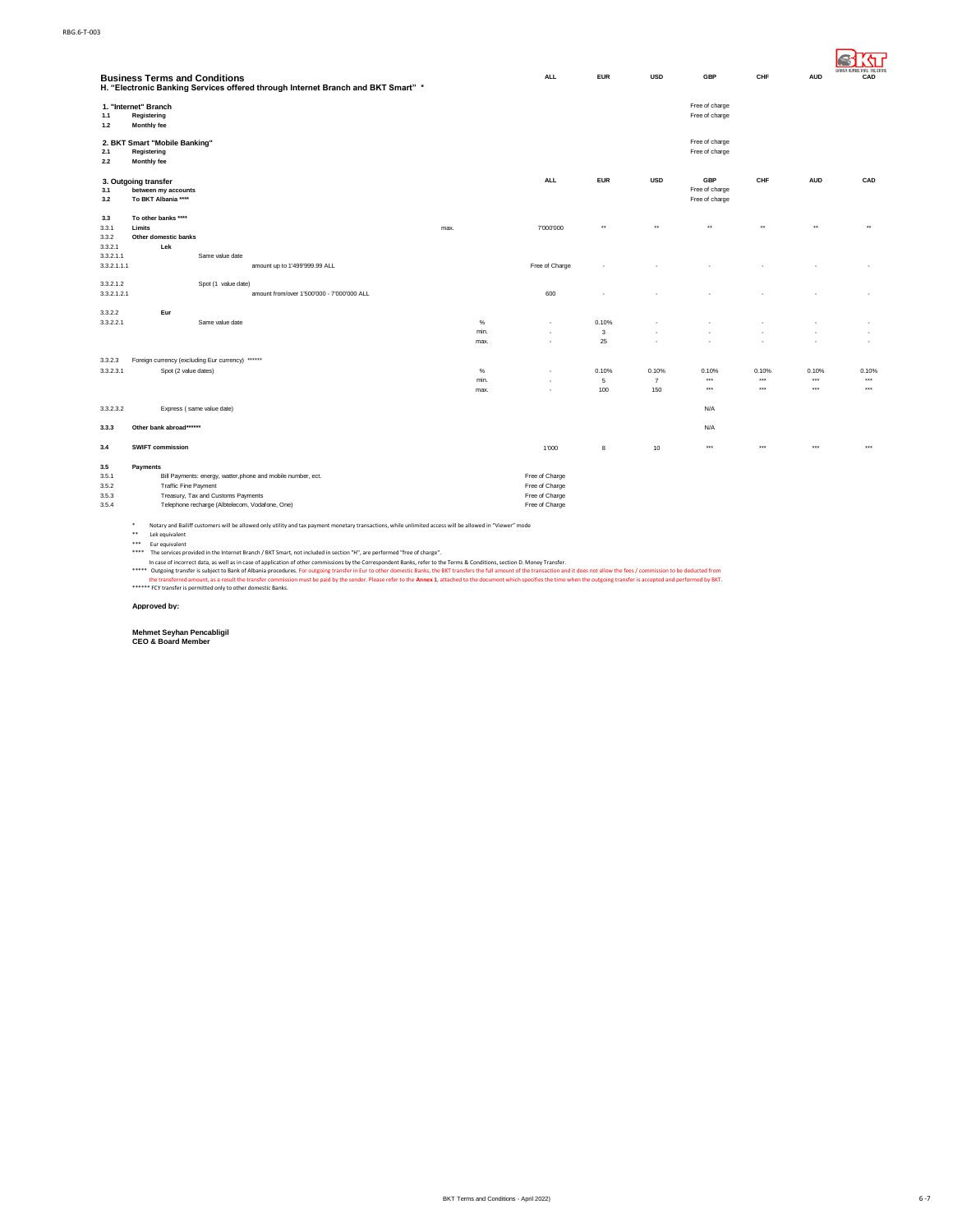RBG.6-T-003

## Business Terms and Conditions

### H. "Electronic Banking Services offered through Internet Branch and BKT Smart" *

| | | | ALL | EUR | USD | GBP | CHF | AUD | CAD |
|---|---|---|---|---|---|---|---|---|---|
| **1.** | **"Internet" Branch** | | | | | | | | |
| 1.1 | Registering | | | | | Free of charge | | | |
| 1.2 | Monthly fee | | | | | Free of charge | | | |
| **2.** | **BKT Smart "Mobile Banking"** | | | | | | | | |
| 2.1 | Registering | | | | | Free of charge | | | |
| 2.2 | Monthly fee | | | | | Free of charge | | | |
| **3.** | **Outgoing transfer** | | **ALL** | **EUR** | **USD** | **GBP** | **CHF** | **AUD** | **CAD** |
| 3.1 | between my accounts | | | | | Free of charge | | | |
| 3.2 | To BKT Albania **** | | | | | Free of charge | | | |
| 3.3 | To other banks **** | | | | | | | | |
| 3.3.1 | Limits | max. | 7'000'000 | ** | ** | ** | ** | ** | ** |
| 3.3.2 | Other domestic banks | | | | | | | | |
| 3.3.2.1 | Lek | | | | | | | | |
| 3.3.2.1.1 | Same value date | | | | | | | | |
| 3.3.2.1.1.1 | amount up to 1'499'999.99 ALL | | Free of Charge | - | - | - | - | - | - |
| 3.3.2.1.2 | Spot (1 value date) | | | | | | | | |
| 3.3.2.1.2.1 | amount from/over 1'500'000 - 7'000'000 ALL | | 600 | - | - | - | - | - | - |
| 3.3.2.2 | Eur | | | | | | | | |
| 3.3.2.2.1 | Same value date | % | - | 0.10% | - | - | - | - | - |
| | | min. | - | 3 | - | - | - | - | - |
| | | max. | - | 25 | - | - | - | - | - |
| 3.3.2.3 | Foreign currency (excluding Eur currency) ****** | | | | | | | | |
| 3.3.2.3.1 | Spot (2 value dates) | % | - | 0.10% | 0.10% | 0.10% | 0.10% | 0.10% | 0.10% |
| | | min. | - | 5 | 7 | *** | *** | *** | *** |
| | | max. | - | 100 | 150 | *** | *** | *** | *** |
| 3.3.2.3.2 | Express ( same value date) | | | | | N/A | | | |
| 3.3.3 | Other bank abroad****** | | | | | N/A | | | |
| 3.4 | SWIFT commission | | 1'000 | 8 | 10 | *** | *** | *** | *** |
| **3.5** | **Payments** | | | | | | | | |
| 3.5.1 | Bill Payments: energy, watter,phone and mobile number, ect. | | Free of Charge | | | | | | |
| 3.5.2 | Traffic Fine Payment | | Free of Charge | | | | | | |
| 3.5.3 | Treasury, Tax and Customs Payments | | Free of Charge | | | | | | |
| 3.5.4 | Telephone recharge (Albtelecom, Vodafone, One) | | Free of Charge | | | | | | |

\* Notary and Bailiff customers will be allowed only utility and tax payment monetary transactions, while unlimited access will be allowed in "Viewer" mode

** Lek equivalent

*** Eur equivalent

**** The services provided in the Internet Branch / BKT Smart, not included in section "H", are performed "free of charge".
In case of incorrect data, as well as in case of application of other commissions by the Correspondent Banks, refer to the Terms & Conditions, section D. Money Transfer.

***** Outgoing transfer is subject to Bank of Albania procedures. For outgoing transfer in Eur to other domestic Banks, the BKT transfers the full amount of the transaction and it does not allow the fees / commission to be deducted from the transferred amount, as a result the transfer commission must be paid by the sender. Please refer to the **Annex 1**, attached to the document which specifies the time when the outgoing transfer is accepted and performed by BKT.

****** FCY transfer is permitted only to other domestic Banks.

**Approved by:**

**Mehmet Seyhan Pencabligil**
**CEO & Board Member**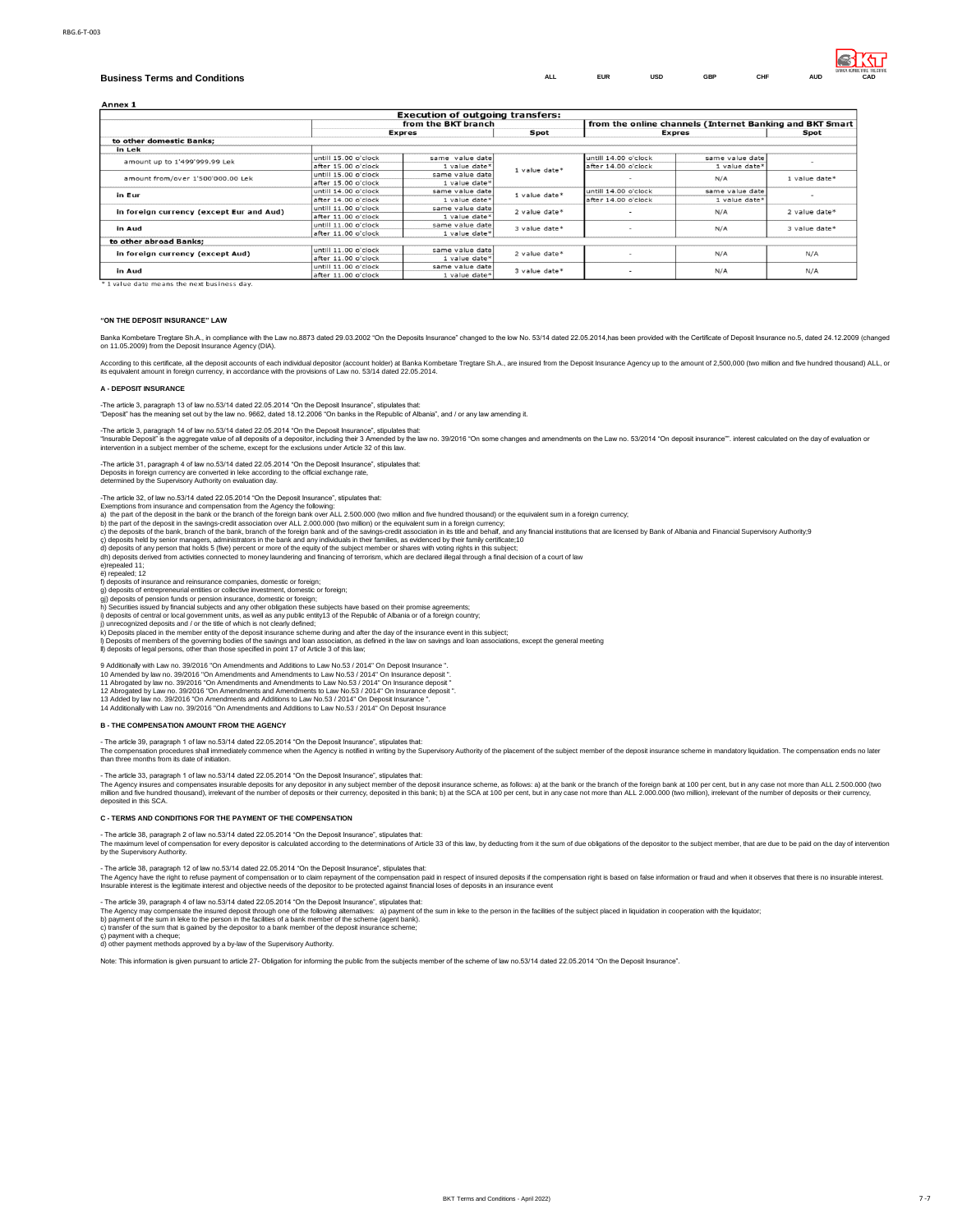**Business Terms and Conditions** ALL EUR USD GBP CHF AUD CAD

**Annex 1**

| | Execution of outgoing transfers: | | | | | |
|---|---|---|---|---|---|---|
| | from the BKT branch | | | from the online channels (Internet Banking and BKT Smart | | |
| | Expres | | Spot | Expres | | Spot |
| **to other domestic Banks;** | | | | | | |
| **in Lek** | | | | | | |
| amount up to 1'499'999.99 Lek | untill 15.00 o'clock | same value date | 1 value date* | untill 14.00 o'clock | same value date | - |
| | after 15.00 o'clock | 1 value date* | | after 14.00 o'clock | 1 value date* | |
| amount from/over 1'500'000.00 Lek | untill 15.00 o'clock | same value date | | - | N/A | 1 value date* |
| | after 15.00 o'clock | 1 value date* | | | | |
| **in Eur** | untill 14.00 o'clock | same value date | 1 value date* | untill 14.00 o'clock | same value date | - |
| | after 14.00 o'clock | 1 value date* | | after 14.00 o'clock | 1 value date* | |
| **in foreign currency (except Eur and Aud)** | untill 11.00 o'clock | same value date | 2 value date* | - | N/A | 2 value date* |
| | after 11.00 o'clock | 1 value date* | | | | |
| **in Aud** | untill 11.00 o'clock | same value date | 3 value date* | - | N/A | 3 value date* |
| | after 11.00 o'clock | 1 value date* | | | | |
| **to other abroad Banks;** | | | | | | |
| **in foreign currency (except Aud)** | untill 11.00 o'clock | same value date | 2 value date* | - | N/A | N/A |
| | after 11.00 o'clock | 1 value date* | | | | |
| **in Aud** | untill 11.00 o'clock | same value date | 3 value date* | - | N/A | N/A |
| | after 11.00 o'clock | 1 value date* | | | | |

* 1 value date means the next business day.

**"ON THE DEPOSIT INSURANCE" LAW**

Banka Kombetare Tregtare Sh.A., in compliance with the Law no.8873 dated 29.03.2002 "On the Deposits Insurance" changed to the low No. 53/14 dated 22.05.2014,has been provided with the Certificate of Deposit Insurance no.5, dated 24.12.2009 (changed on 11.05.2009) from the Deposit Insurance Agency (DIA).

According to this certificate, all the deposit accounts of each individual depositor (account holder) at Banka Kombetare Tregtare Sh.A., are insured from the Deposit Insurance Agency up to the amount of 2,500,000 (two million and five hundred thousand) ALL, or its equivalent amount in foreign currency, in accordance with the provisions of Law no. 53/14 dated 22.05.2014.

**A - DEPOSIT INSURANCE**

-The article 3, paragraph 13 of law no.53/14 dated 22.05.2014 "On the Deposit Insurance", stipulates that:
"Deposit" has the meaning set out by the law no. 9662, dated 18.12.2006 "On banks in the Republic of Albania", and / or any law amending it.

-The article 3, paragraph 14 of law no.53/14 dated 22.05.2014 "On the Deposit Insurance", stipulates that:
"Insurable Deposit" is the aggregate value of all deposits of a depositor, including their 3 Amended by the law no. 39/2016 "On some changes and amendments on the Law no. 53/2014 "On deposit insurance"". interest calculated on the day of evaluation or intervention in a subject member of the scheme, except for the exclusions under Article 32 of this law.

-The article 31, paragraph 4 of law no.53/14 dated 22.05.2014 "On the Deposit Insurance", stipulates that:
Deposits in foreign currency are converted in leke according to the official exchange rate,
determined by the Supervisory Authority on evaluation day.

-The article 32, of law no.53/14 dated 22.05.2014 "On the Deposit Insurance", stipulates that:
Exemptions from insurance and compensation from the Agency the following:
a) the part of the deposit in the bank or the branch of the foreign bank over ALL 2.500.000 (two million and five hundred thousand) or the equivalent sum in a foreign currency;
b) the part of the deposit in the savings-credit association over ALL 2.000.000 (two million) or the equivalent sum in a foreign currency;
c) the deposits of the bank, branch of the bank, branch of the foreign bank and of the savings-credit association in its title and behalf, and any financial institutions that have are licensed by Bank of Albania and Financial Supervisory Authority;9
ç) deposits held by senior managers, administrators in the bank and any individuals in their families, as evidenced by their family certificate;10
d) deposits of any person that holds 5 (five) percent or more of the equity of the subject member or shares with voting rights in this subject;
dh) deposits derived from activities connected to money laundering and financing of terrorism, which are declared illegal through a final decision of a court of law
e)repealed 11;
ë) repealed; 12
f) deposits of insurance and reinsurance companies, domestic or foreign;
g) deposits of entrepreneurial entities or collective investment, domestic or foreign;
gj) deposits of pension funds or pension insurance, domestic or foreign;
h) Securities issued by financial subjects and any other obligation these subjects have based on their promise agreements;
i) deposits of central or local government units, as well as any public entity13 of the Republic of Albania or of a foreign country;
j) unrecognized deposits and / or the title of which is not clearly defined;
k) Deposits placed in the member entity of the deposit insurance scheme during and after the day of the insurance event in this subject;
l) Deposits of members of the governing bodies of the savings and loan association, as defined in the law on savings and loan associations, except the general meeting
ll) deposits of legal persons, other than those specified in point 17 of Article 3 of this law;

9 Additionally with Law no. 39/2016 "On Amendments and Additions to Law No.53 / 2014" On Deposit Insurance ".
10 Amended by law no. 39/2016 "On Amendments and Amendments to Law No.53 / 2014" On Insurance deposit ".
11 Abrogated by law no. 39/2016 "On Amendments and Amendments to Law No.53 / 2014" On Insurance deposit "
12 Abrogated by Law no. 39/2016 "On Amendments and Amendments to Law No.53 / 2014" On Insurance deposit ".
13 Added by law no. 39/2016 "On Amendments and Additions to Law No.53 / 2014" On Deposit Insurance ".
14 Additionally with Law no. 39/2016 "On Amendments and Additions to Law No.53 / 2014" On Deposit Insurance

**B - THE COMPENSATION AMOUNT FROM THE AGENCY**

- The article 39, paragraph 1 of law no.53/14 dated 22.05.2014 "On the Deposit Insurance", stipulates that:
The compensation procedures shall immediately commence when the Agency is notified in writing by the Supervisory Authority of the placement of the subject member of the deposit insurance scheme in mandatory liquidation. The compensation ends no later than three months from its date of initiation.

- The article 33, paragraph 1 of law no.53/14 dated 22.05.2014 "On the Deposit Insurance", stipulates that:
The Agency insures and compensates insurable deposits for any depositor in any subject member of the deposit insurance scheme, as follows: a) at the bank or the branch of the foreign bank at 100 per cent, but in any case not more than ALL 2.500.000 (two million and five hundred thousand), irrelevant of the number of deposits or their currency, deposited in this bank; b) at the SCA at 100 per cent, but in any case not more than ALL 2.000.000 (two million), irrelevant of the number of deposits or their currency, deposited in this SCA.

**C - TERMS AND CONDITIONS FOR THE PAYMENT OF THE COMPENSATION**

- The article 38, paragraph 2 of law no.53/14 dated 22.05.2014 "On the Deposit Insurance", stipulates that:
The maximum level of compensation for every depositor is calculated according to the determinations of Article 33 of this law, by deducting from it the sum of due obligations of the depositor to the subject member, that are due to be paid on the day of intervention by the Supervisory Authority.

- The article 38, paragraph 12 of law no.53/14 dated 22.05.2014 "On the Deposit Insurance", stipulates that:
The Agency have the right to refuse payment of compensation or to claim repayment of the compensation paid in respect of insured deposits if the compensation right is based on false information or fraud and when it observes that there is no insurable interest. Insurable interest is the legitimate interest and objective needs of the depositor to be protected against financial loses of deposits in an insurance event

- The article 39, paragraph 4 of law no.53/14 dated 22.05.2014 "On the Deposit Insurance", stipulates that:
The Agency may compensate the insured deposit through one of the following alternatives: a) payment of the sum in leke to the person in the facilities of the subject placed in liquidation in cooperation with the liquidator;
b) payment of the sum in leke to the person in the facilities of a bank member of the scheme (agent bank).
c) transfer of the sum that is gained by the depositor to a bank member of the deposit insurance scheme;
ç) payment with a cheque;
d) other payment methods approved by a by-law of the Supervisory Authority.

Note: This information is given pursuant to article 27- Obligation for informing the public from the subjects member of the scheme of law no.53/14 dated 22.05.2014 "On the Deposit Insurance".